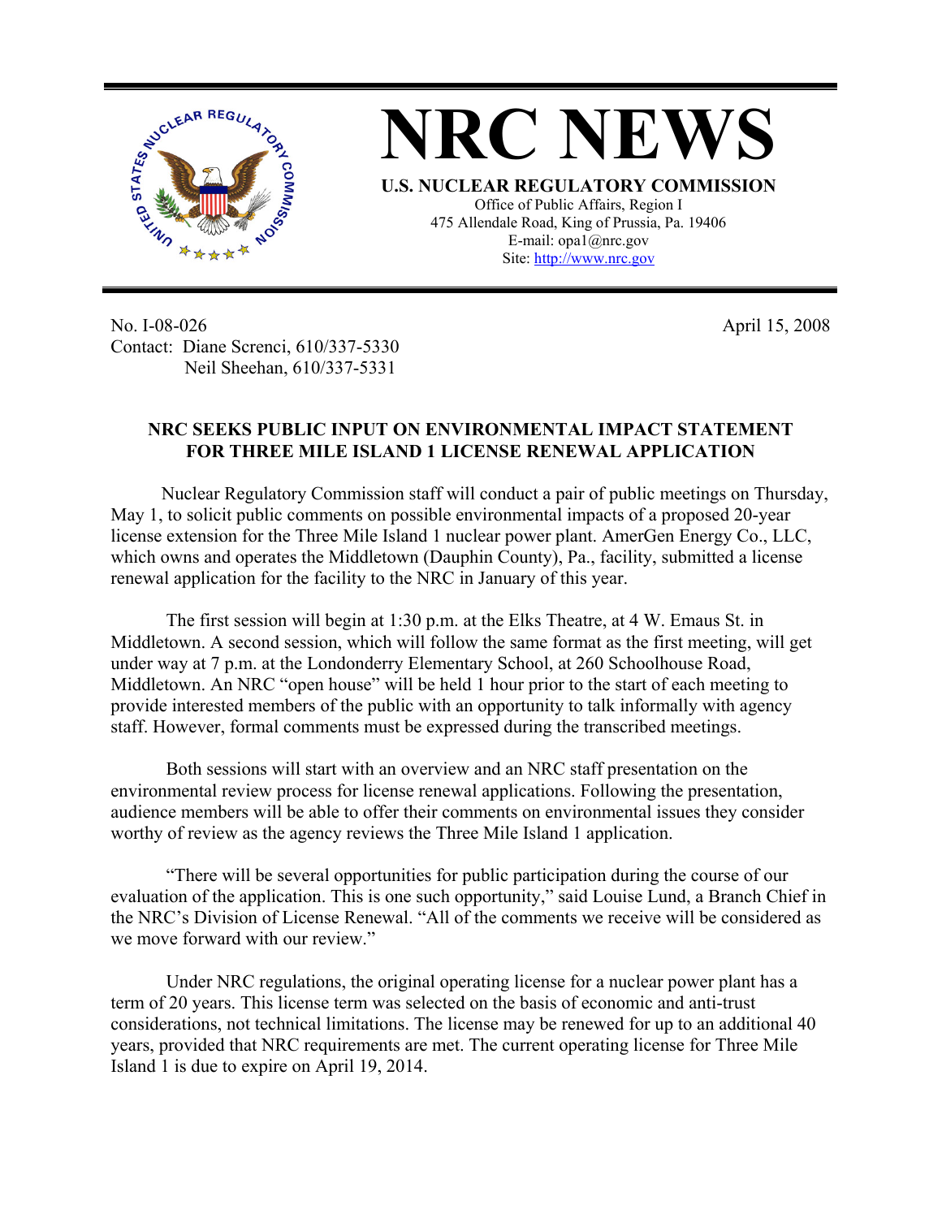# NRC NEWS

**U.S. NUCLEAR REGULATORY COMMISSION**
Office of Public Affairs, Region I
475 Allendale Road, King of Prussia, Pa. 19406
E-mail: opa1@nrc.gov
Site: http://www.nrc.gov

No. I-08-026
Contact: Diane Screnci, 610/337-5330
Neil Sheehan, 610/337-5331

April 15, 2008

## NRC SEEKS PUBLIC INPUT ON ENVIRONMENTAL IMPACT STATEMENT FOR THREE MILE ISLAND 1 LICENSE RENEWAL APPLICATION

Nuclear Regulatory Commission staff will conduct a pair of public meetings on Thursday, May 1, to solicit public comments on possible environmental impacts of a proposed 20-year license extension for the Three Mile Island 1 nuclear power plant. AmerGen Energy Co., LLC, which owns and operates the Middletown (Dauphin County), Pa., facility, submitted a license renewal application for the facility to the NRC in January of this year.

The first session will begin at 1:30 p.m. at the Elks Theatre, at 4 W. Emaus St. in Middletown. A second session, which will follow the same format as the first meeting, will get under way at 7 p.m. at the Londonderry Elementary School, at 260 Schoolhouse Road, Middletown. An NRC "open house" will be held 1 hour prior to the start of each meeting to provide interested members of the public with an opportunity to talk informally with agency staff. However, formal comments must be expressed during the transcribed meetings.

Both sessions will start with an overview and an NRC staff presentation on the environmental review process for license renewal applications. Following the presentation, audience members will be able to offer their comments on environmental issues they consider worthy of review as the agency reviews the Three Mile Island 1 application.

"There will be several opportunities for public participation during the course of our evaluation of the application. This is one such opportunity," said Louise Lund, a Branch Chief in the NRC's Division of License Renewal. "All of the comments we receive will be considered as we move forward with our review."

Under NRC regulations, the original operating license for a nuclear power plant has a term of 20 years. This license term was selected on the basis of economic and anti-trust considerations, not technical limitations. The license may be renewed for up to an additional 40 years, provided that NRC requirements are met. The current operating license for Three Mile Island 1 is due to expire on April 19, 2014.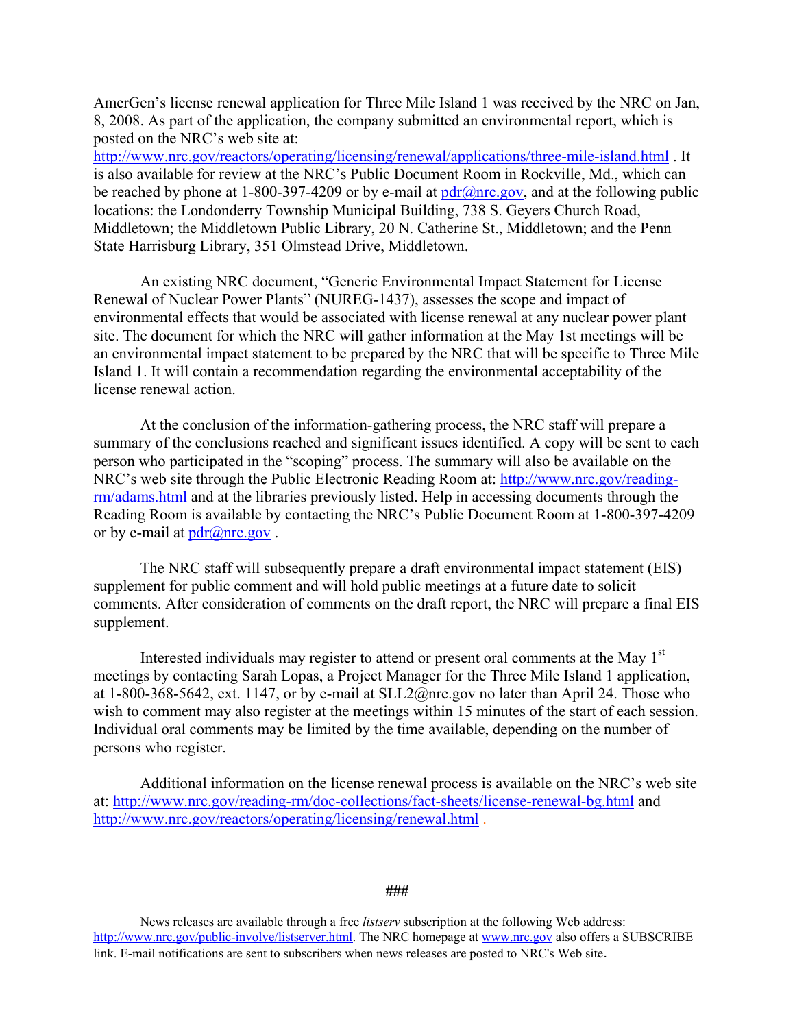AmerGen's license renewal application for Three Mile Island 1 was received by the NRC on Jan, 8, 2008. As part of the application, the company submitted an environmental report, which is posted on the NRC's web site at:
http://www.nrc.gov/reactors/operating/licensing/renewal/applications/three-mile-island.html . It is also available for review at the NRC's Public Document Room in Rockville, Md., which can be reached by phone at 1-800-397-4209 or by e-mail at pdr@nrc.gov, and at the following public locations: the Londonderry Township Municipal Building, 738 S. Geyers Church Road, Middletown; the Middletown Public Library, 20 N. Catherine St., Middletown; and the Penn State Harrisburg Library, 351 Olmstead Drive, Middletown.

An existing NRC document, "Generic Environmental Impact Statement for License Renewal of Nuclear Power Plants" (NUREG-1437), assesses the scope and impact of environmental effects that would be associated with license renewal at any nuclear power plant site. The document for which the NRC will gather information at the May 1st meetings will be an environmental impact statement to be prepared by the NRC that will be specific to Three Mile Island 1. It will contain a recommendation regarding the environmental acceptability of the license renewal action.

At the conclusion of the information-gathering process, the NRC staff will prepare a summary of the conclusions reached and significant issues identified. A copy will be sent to each person who participated in the "scoping" process. The summary will also be available on the NRC's web site through the Public Electronic Reading Room at: http://www.nrc.gov/reading-rm/adams.html and at the libraries previously listed. Help in accessing documents through the Reading Room is available by contacting the NRC's Public Document Room at 1-800-397-4209 or by e-mail at pdr@nrc.gov .

The NRC staff will subsequently prepare a draft environmental impact statement (EIS) supplement for public comment and will hold public meetings at a future date to solicit comments. After consideration of comments on the draft report, the NRC will prepare a final EIS supplement.

Interested individuals may register to attend or present oral comments at the May 1st meetings by contacting Sarah Lopas, a Project Manager for the Three Mile Island 1 application, at 1-800-368-5642, ext. 1147, or by e-mail at SLL2@nrc.gov no later than April 24. Those who wish to comment may also register at the meetings within 15 minutes of the start of each session. Individual oral comments may be limited by the time available, depending on the number of persons who register.

Additional information on the license renewal process is available on the NRC's web site at: http://www.nrc.gov/reading-rm/doc-collections/fact-sheets/license-renewal-bg.html and http://www.nrc.gov/reactors/operating/licensing/renewal.html .

###

News releases are available through a free *listserv* subscription at the following Web address: http://www.nrc.gov/public-involve/listserver.html. The NRC homepage at www.nrc.gov also offers a SUBSCRIBE link. E-mail notifications are sent to subscribers when news releases are posted to NRC's Web site.